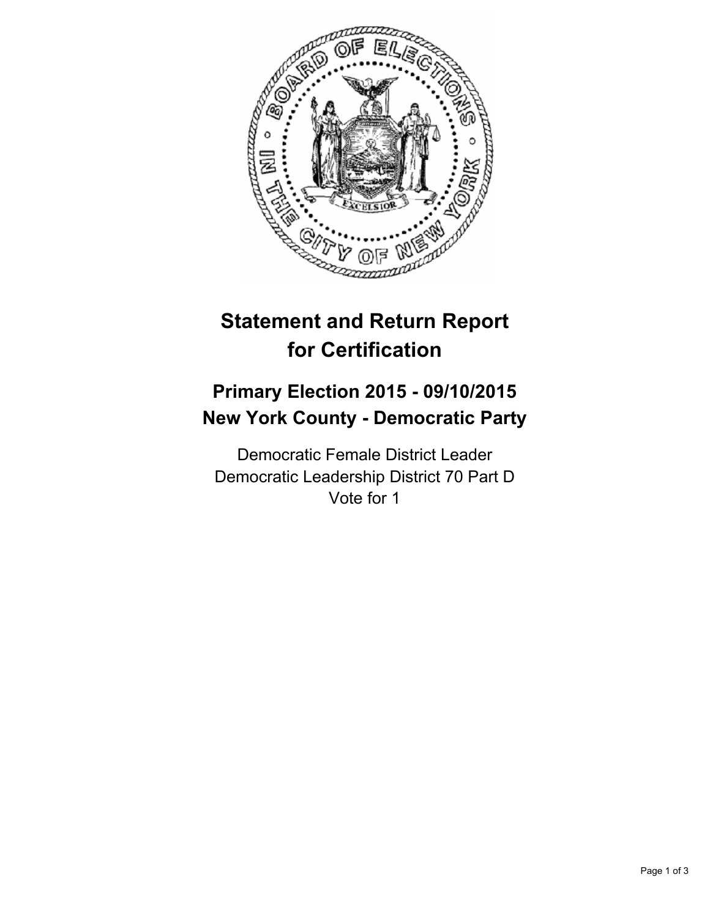# Statement and Return Report for Certification

## Primary Election 2015 - 09/10/2015
## New York County - Democratic Party

Democratic Female District Leader
Democratic Leadership District 70 Part D
Vote for 1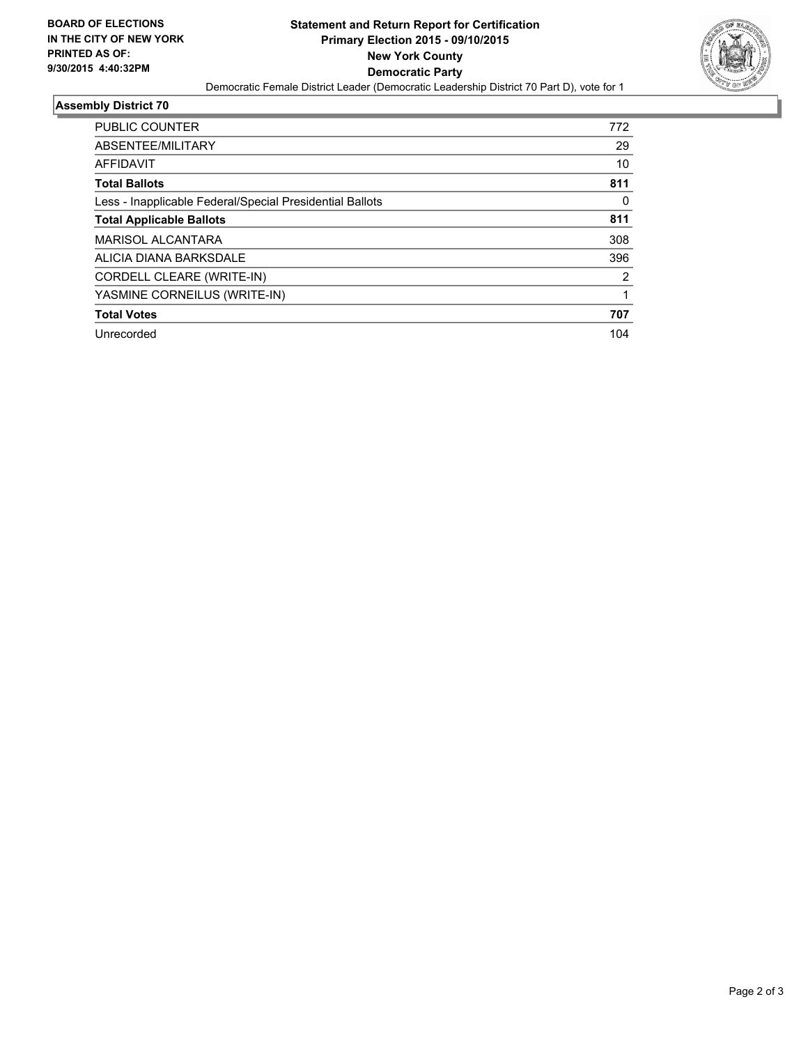BOARD OF ELECTIONS
IN THE CITY OF NEW YORK
PRINTED AS OF:
9/30/2015 4:40:32PM

# Statement and Return Report for Certification
## Primary Election 2015 - 09/10/2015
## New York County
## Democratic Party

Democratic Female District Leader (Democratic Leadership District 70 Part D), vote for 1

### Assembly District 70

| | |
|---|---|
| PUBLIC COUNTER | 772 |
| ABSENTEE/MILITARY | 29 |
| AFFIDAVIT | 10 |
| **Total Ballots** | **811** |
| Less - Inapplicable Federal/Special Presidential Ballots | 0 |
| **Total Applicable Ballots** | **811** |
| MARISOL ALCANTARA | 308 |
| ALICIA DIANA BARKSDALE | 396 |
| CORDELL CLEARE (WRITE-IN) | 2 |
| YASMINE CORNEILUS (WRITE-IN) | 1 |
| **Total Votes** | **707** |
| Unrecorded | 104 |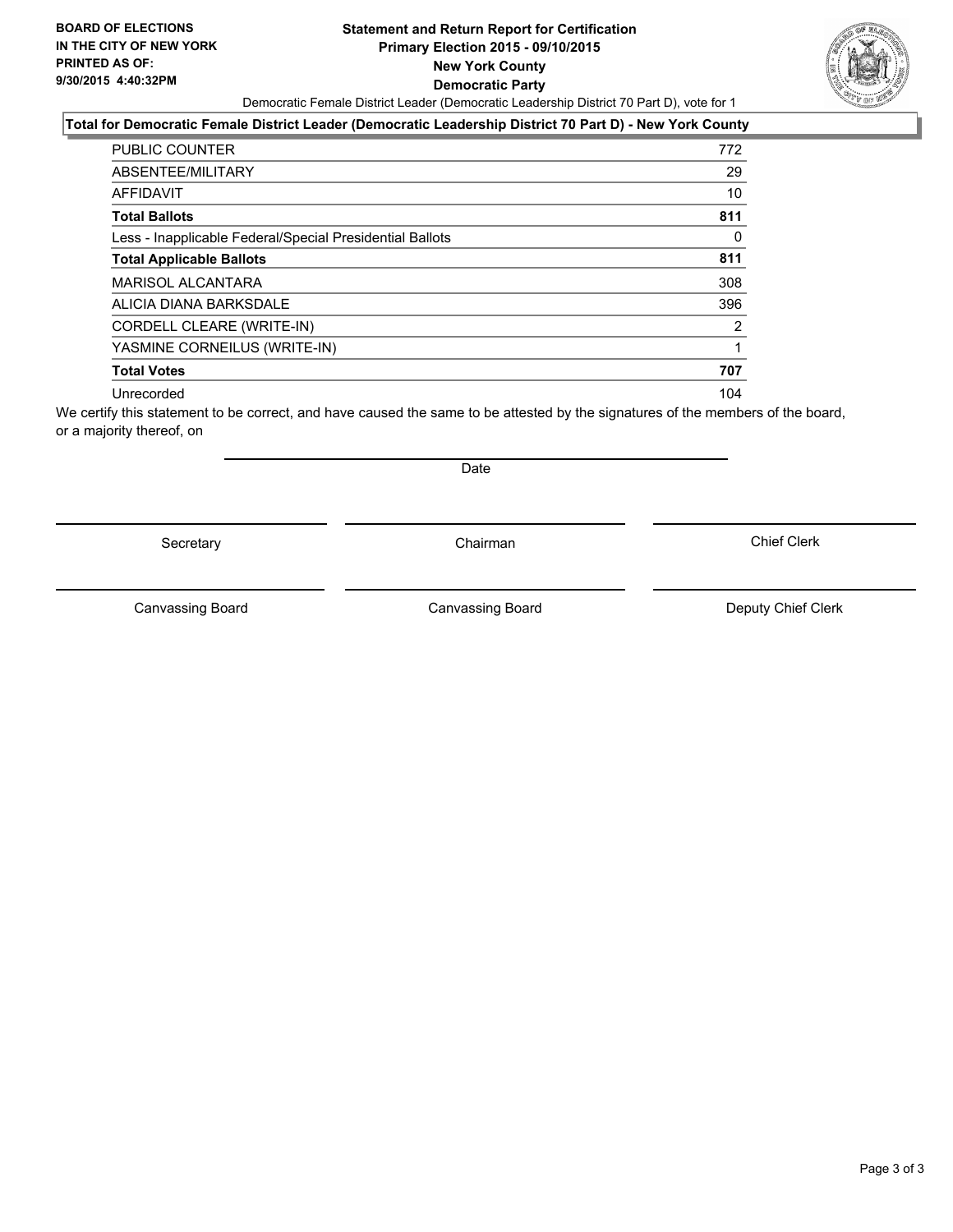**BOARD OF ELECTIONS IN THE CITY OF NEW YORK PRINTED AS OF: 9/30/2015 4:40:32PM**

**Statement and Return Report for Certification Primary Election 2015 - 09/10/2015 New York County Democratic Party**

Democratic Female District Leader (Democratic Leadership District 70 Part D), vote for 1

**Total for Democratic Female District Leader (Democratic Leadership District 70 Part D) - New York County**

| | |
|---|---|
| PUBLIC COUNTER | 772 |
| ABSENTEE/MILITARY | 29 |
| AFFIDAVIT | 10 |
| **Total Ballots** | **811** |
| Less - Inapplicable Federal/Special Presidential Ballots | 0 |
| **Total Applicable Ballots** | **811** |
| MARISOL ALCANTARA | 308 |
| ALICIA DIANA BARKSDALE | 396 |
| CORDELL CLEARE (WRITE-IN) | 2 |
| YASMINE CORNEILUS (WRITE-IN) | 1 |
| **Total Votes** | **707** |
| Unrecorded | 104 |

We certify this statement to be correct, and have caused the same to be attested by the signatures of the members of the board, or a majority thereof, on

Date

Secretary

Chairman

Chief Clerk

Canvassing Board

Canvassing Board

Deputy Chief Clerk